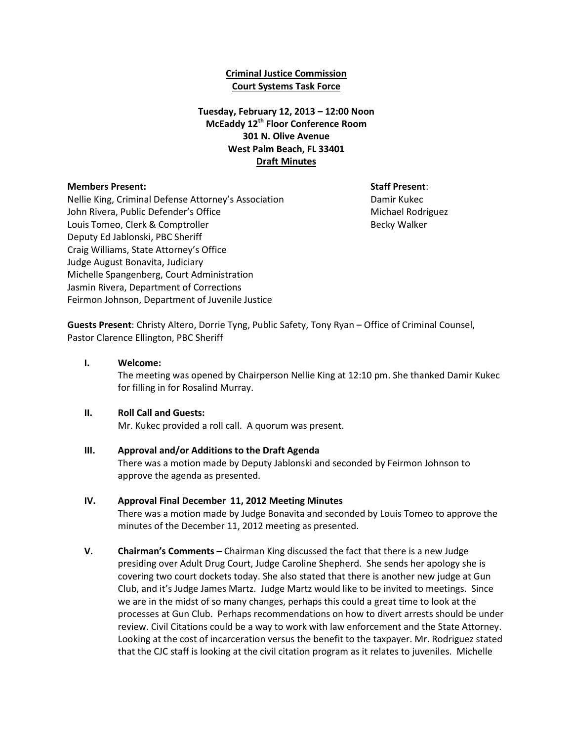**Criminal Justice Commission**
**Court Systems Task Force**

**Tuesday, February 12, 2013 – 12:00 Noon**
**McEaddy 12th Floor Conference Room**
**301 N. Olive Avenue**
**West Palm Beach, FL 33401**
**Draft Minutes**

**Members Present:**
Nellie King, Criminal Defense Attorney's Association
John Rivera, Public Defender's Office
Louis Tomeo, Clerk & Comptroller
Deputy Ed Jablonski, PBC Sheriff
Craig Williams, State Attorney's Office
Judge August Bonavita, Judiciary
Michelle Spangenberg, Court Administration
Jasmin Rivera, Department of Corrections
Feirmon Johnson, Department of Juvenile Justice

**Staff Present**:
Damir Kukec
Michael Rodriguez
Becky Walker

**Guests Present**: Christy Altero, Dorrie Tyng, Public Safety, Tony Ryan – Office of Criminal Counsel, Pastor Clarence Ellington, PBC Sheriff

**I. Welcome:**
The meeting was opened by Chairperson Nellie King at 12:10 pm. She thanked Damir Kukec for filling in for Rosalind Murray.

**II. Roll Call and Guests:**
Mr. Kukec provided a roll call. A quorum was present.

**III. Approval and/or Additions to the Draft Agenda**
There was a motion made by Deputy Jablonski and seconded by Feirmon Johnson to approve the agenda as presented.

**IV. Approval Final December 11, 2012 Meeting Minutes**
There was a motion made by Judge Bonavita and seconded by Louis Tomeo to approve the minutes of the December 11, 2012 meeting as presented.

**V. Chairman's Comments –** Chairman King discussed the fact that there is a new Judge presiding over Adult Drug Court, Judge Caroline Shepherd. She sends her apology she is covering two court dockets today. She also stated that there is another new judge at Gun Club, and it's Judge James Martz. Judge Martz would like to be invited to meetings. Since we are in the midst of so many changes, perhaps this could a great time to look at the processes at Gun Club. Perhaps recommendations on how to divert arrests should be under review. Civil Citations could be a way to work with law enforcement and the State Attorney. Looking at the cost of incarceration versus the benefit to the taxpayer. Mr. Rodriguez stated that the CJC staff is looking at the civil citation program as it relates to juveniles. Michelle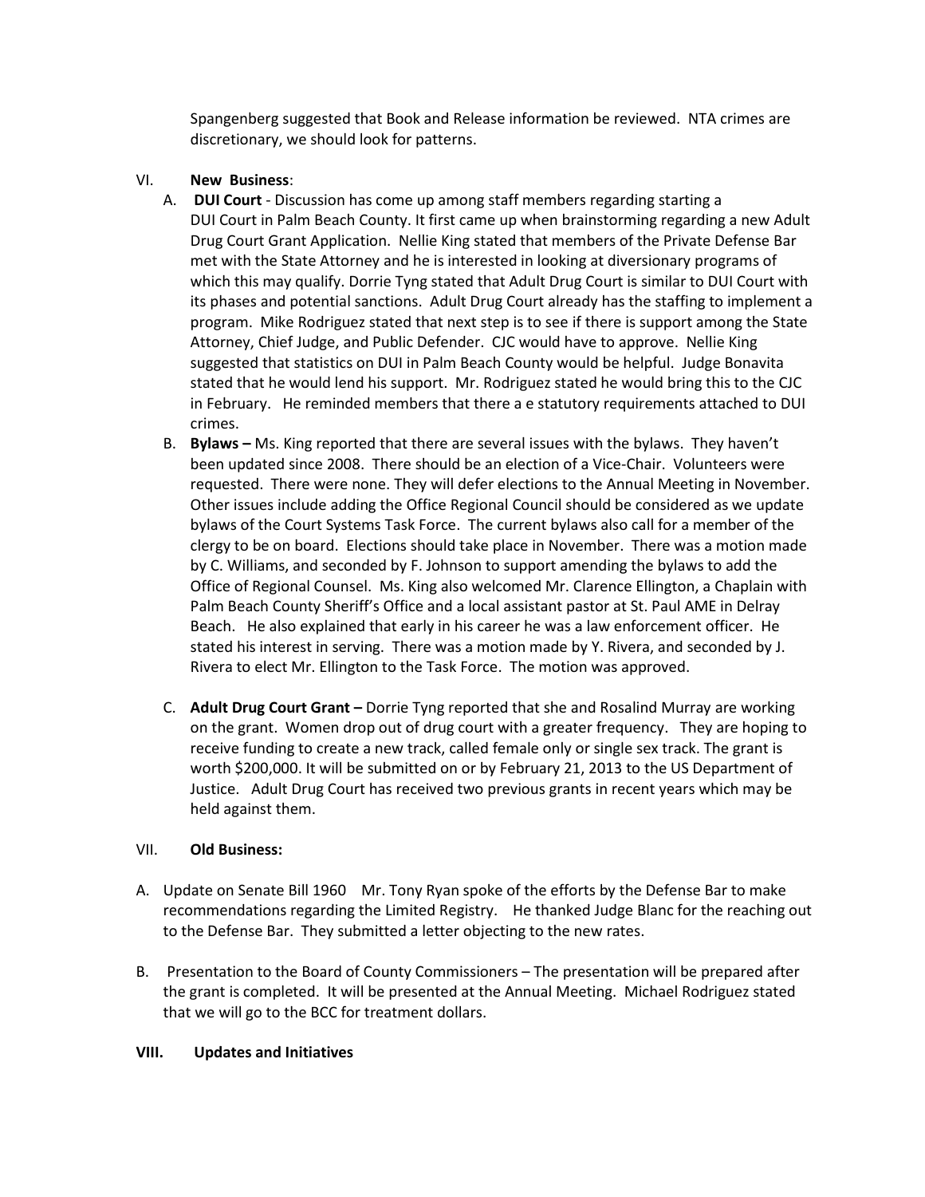Spangenberg suggested that Book and Release information be reviewed. NTA crimes are discretionary, we should look for patterns.

VI. **New Business**:

A. **DUI Court** - Discussion has come up among staff members regarding starting a DUI Court in Palm Beach County. It first came up when brainstorming regarding a new Adult Drug Court Grant Application. Nellie King stated that members of the Private Defense Bar met with the State Attorney and he is interested in looking at diversionary programs of which this may qualify. Dorrie Tyng stated that Adult Drug Court is similar to DUI Court with its phases and potential sanctions. Adult Drug Court already has the staffing to implement a program. Mike Rodriguez stated that next step is to see if there is support among the State Attorney, Chief Judge, and Public Defender. CJC would have to approve. Nellie King suggested that statistics on DUI in Palm Beach County would be helpful. Judge Bonavita stated that he would lend his support. Mr. Rodriguez stated he would bring this to the CJC in February. He reminded members that there a e statutory requirements attached to DUI crimes.

B. **Bylaws –** Ms. King reported that there are several issues with the bylaws. They haven't been updated since 2008. There should be an election of a Vice-Chair. Volunteers were requested. There were none. They will defer elections to the Annual Meeting in November. Other issues include adding the Office Regional Council should be considered as we update bylaws of the Court Systems Task Force. The current bylaws also call for a member of the clergy to be on board. Elections should take place in November. There was a motion made by C. Williams, and seconded by F. Johnson to support amending the bylaws to add the Office of Regional Counsel. Ms. King also welcomed Mr. Clarence Ellington, a Chaplain with Palm Beach County Sheriff's Office and a local assistant pastor at St. Paul AME in Delray Beach. He also explained that early in his career he was a law enforcement officer. He stated his interest in serving. There was a motion made by Y. Rivera, and seconded by J. Rivera to elect Mr. Ellington to the Task Force. The motion was approved.

C. **Adult Drug Court Grant –** Dorrie Tyng reported that she and Rosalind Murray are working on the grant. Women drop out of drug court with a greater frequency. They are hoping to receive funding to create a new track, called female only or single sex track. The grant is worth $200,000. It will be submitted on or by February 21, 2013 to the US Department of Justice. Adult Drug Court has received two previous grants in recent years which may be held against them.

VII. **Old Business:**

A. Update on Senate Bill 1960 Mr. Tony Ryan spoke of the efforts by the Defense Bar to make recommendations regarding the Limited Registry. He thanked Judge Blanc for the reaching out to the Defense Bar. They submitted a letter objecting to the new rates.

B. Presentation to the Board of County Commissioners – The presentation will be prepared after the grant is completed. It will be presented at the Annual Meeting. Michael Rodriguez stated that we will go to the BCC for treatment dollars.

**VIII. Updates and Initiatives**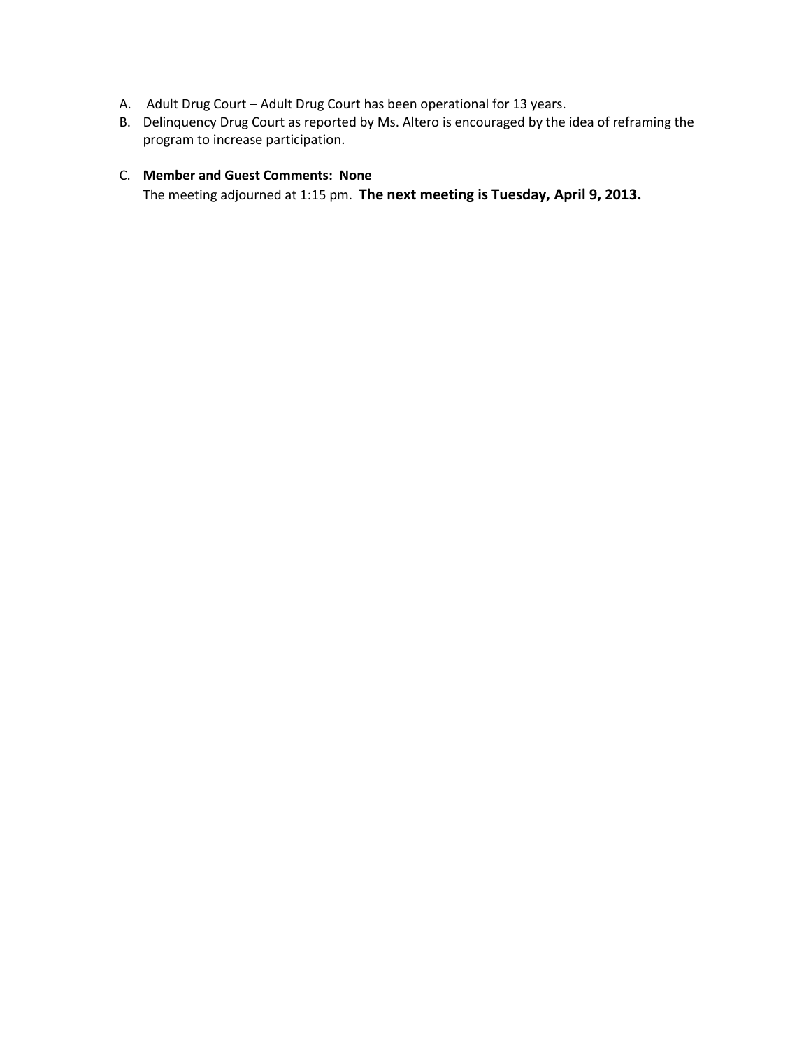A. Adult Drug Court – Adult Drug Court has been operational for 13 years.
B. Delinquency Drug Court as reported by Ms. Altero is encouraged by the idea of reframing the program to increase participation.

C. **Member and Guest Comments: None**
The meeting adjourned at 1:15 pm. **The next meeting is Tuesday, April 9, 2013.**